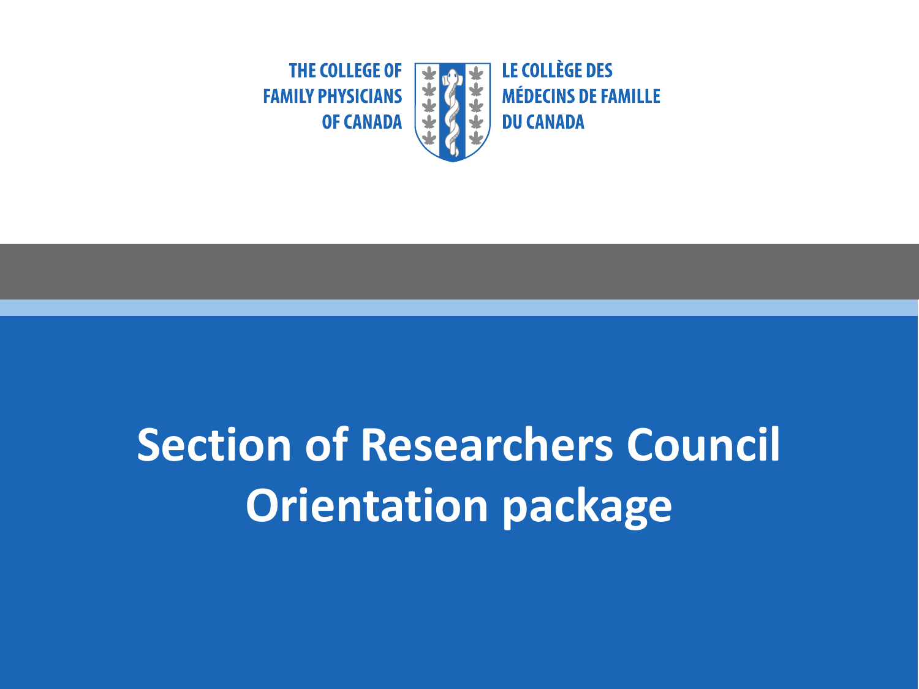THE COLLEGE OF FAMILY PHYSICIANS OF CANADA

LE COLLÈGE DES MÉDECINS DE FAMILLE DU CANADA

# Section of Researchers Council Orientation package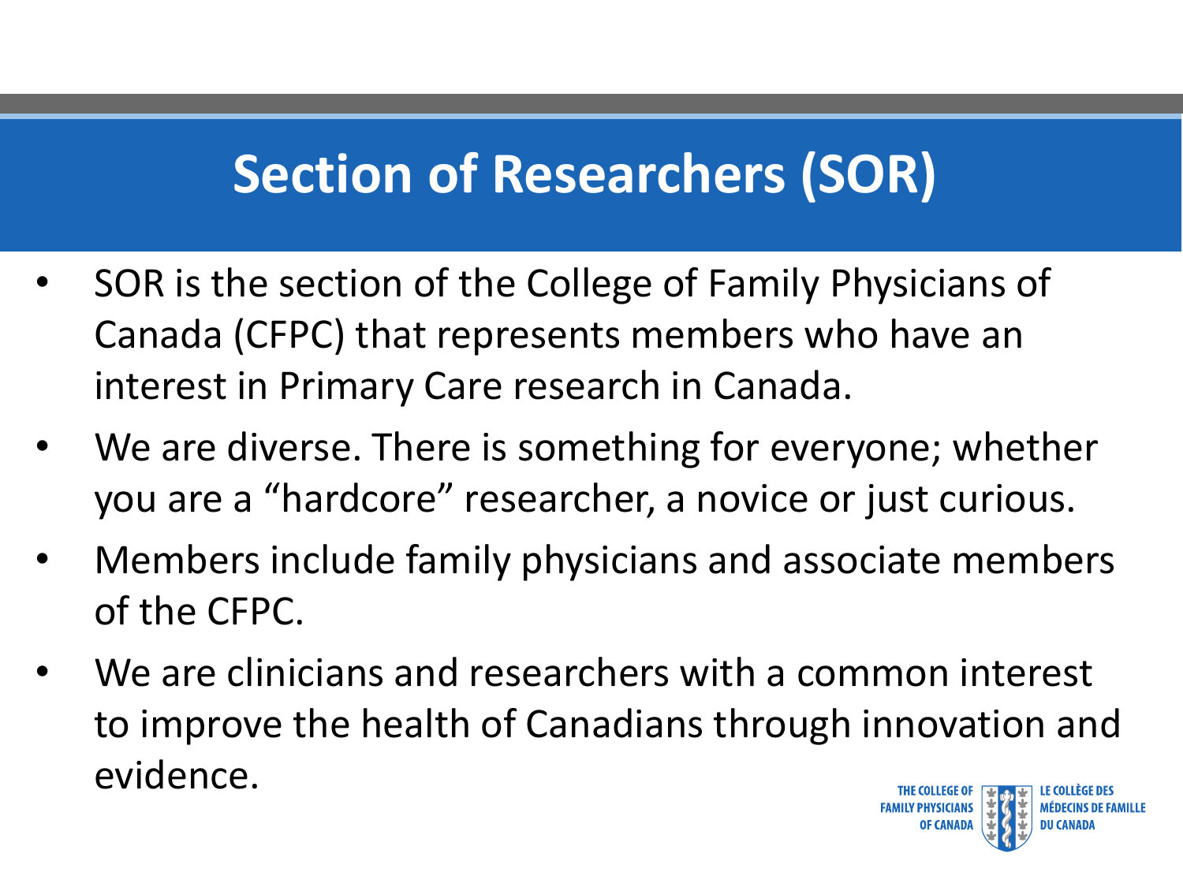# Section of Researchers (SOR)

- SOR is the section of the College of Family Physicians of Canada (CFPC) that represents members who have an interest in Primary Care research in Canada.
- We are diverse. There is something for everyone; whether you are a “hardcore” researcher, a novice or just curious.
- Members include family physicians and associate members of the CFPC.
- We are clinicians and researchers with a common interest to improve the health of Canadians through innovation and evidence.

THE COLLEGE OF FAMILY PHYSICIANS OF CANADA LE COLLÈGE DES MÉDECINS DE FAMILLE DU CANADA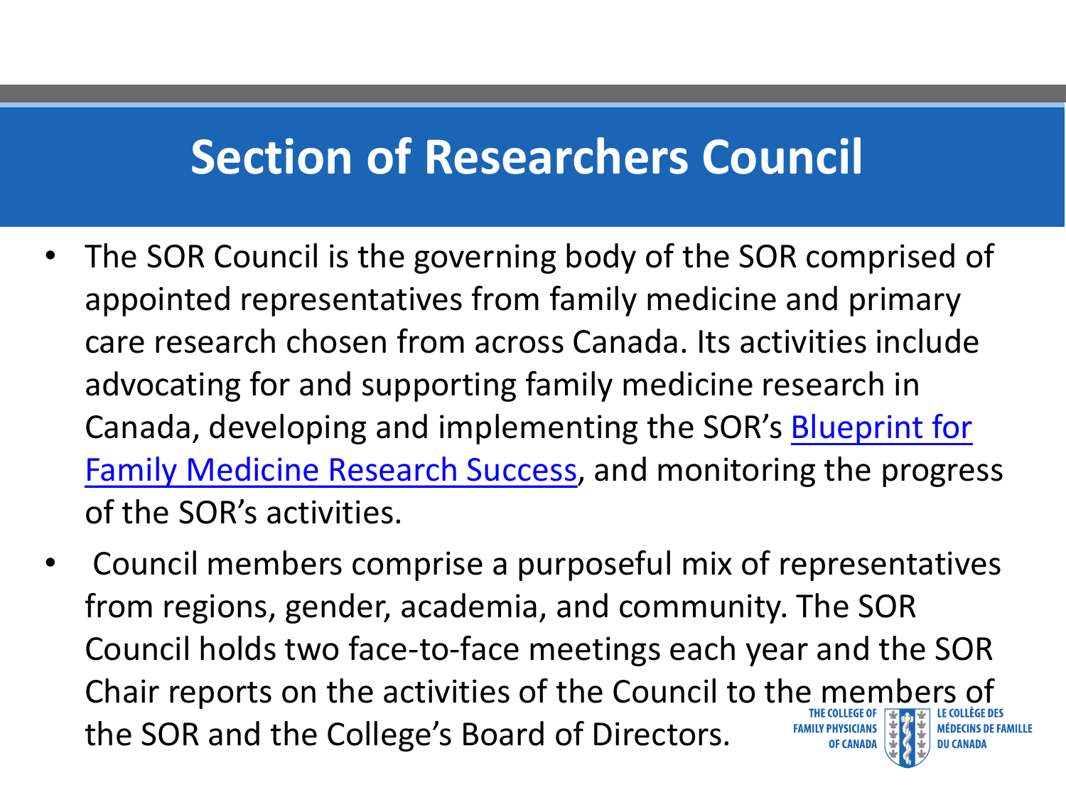# Section of Researchers Council

- The SOR Council is the governing body of the SOR comprised of appointed representatives from family medicine and primary care research chosen from across Canada. Its activities include advocating for and supporting family medicine research in Canada, developing and implementing the SOR's Blueprint for Family Medicine Research Success, and monitoring the progress of the SOR's activities.
- Council members comprise a purposeful mix of representatives from regions, gender, academia, and community. The SOR Council holds two face-to-face meetings each year and the SOR Chair reports on the activities of the Council to the members of the SOR and the College's Board of Directors.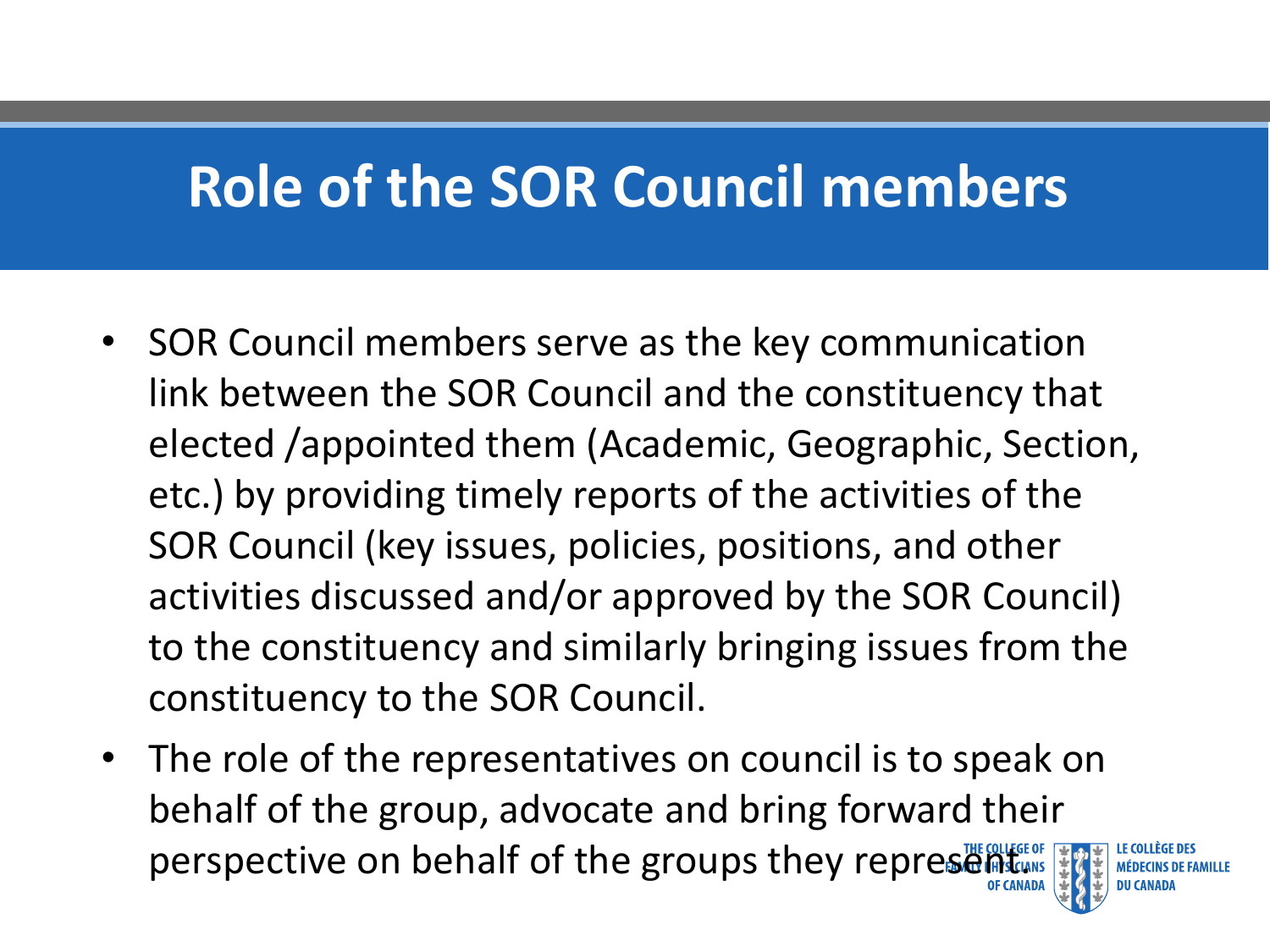# Role of the SOR Council members

- SOR Council members serve as the key communication link between the SOR Council and the constituency that elected /appointed them (Academic, Geographic, Section, etc.) by providing timely reports of the activities of the SOR Council (key issues, policies, positions, and other activities discussed and/or approved by the SOR Council) to the constituency and similarly bringing issues from the constituency to the SOR Council.
- The role of the representatives on council is to speak on behalf of the group, advocate and bring forward their perspective on behalf of the groups they represent.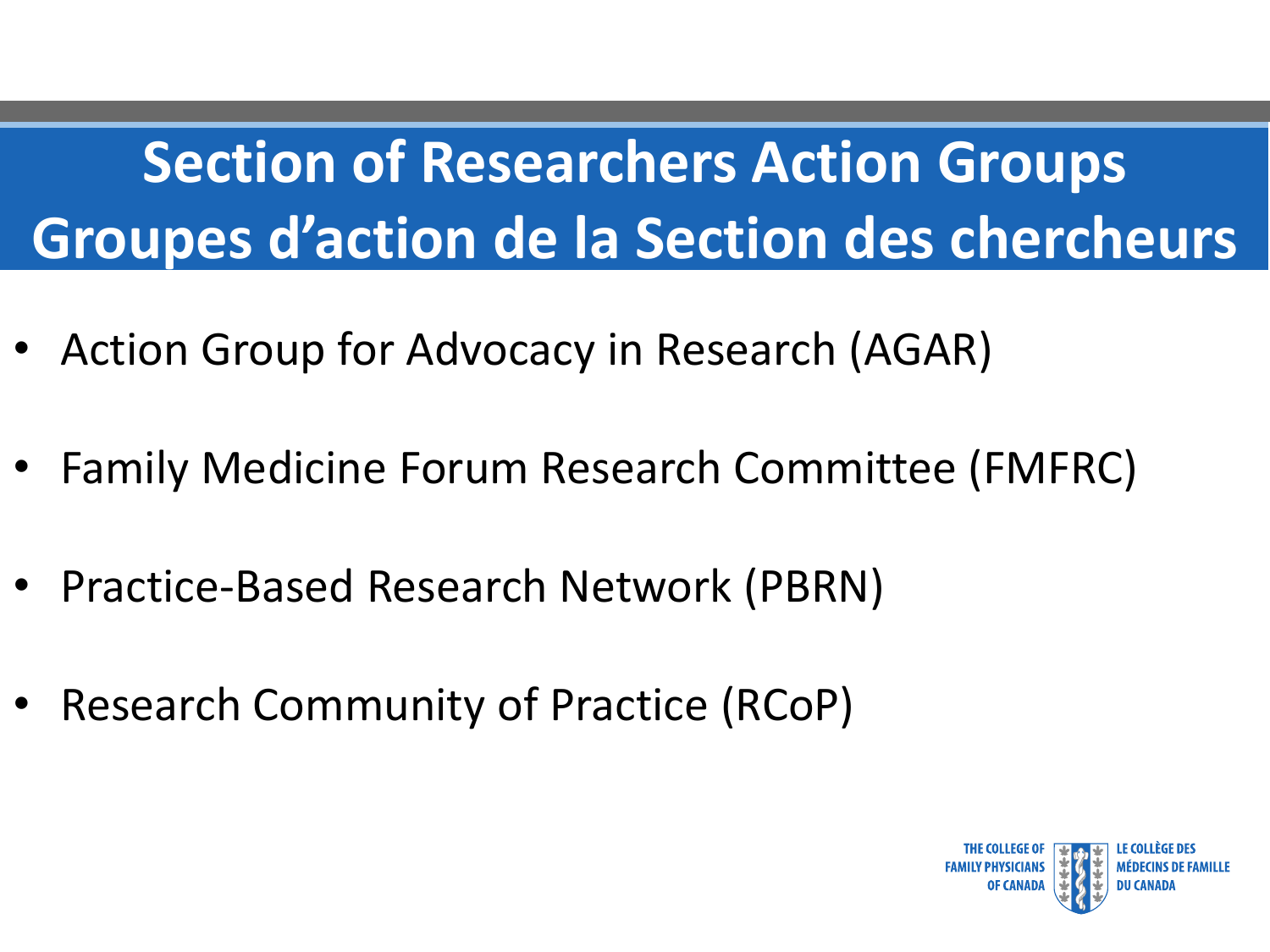# Section of Researchers Action Groups
# Groupes d’action de la Section des chercheurs

- Action Group for Advocacy in Research (AGAR)
- Family Medicine Forum Research Committee (FMFRC)
- Practice-Based Research Network (PBRN)
- Research Community of Practice (RCoP)

THE COLLEGE OF FAMILY PHYSICIANS OF CANADA
LE COLLÈGE DES MÉDECINS DE FAMILLE DU CANADA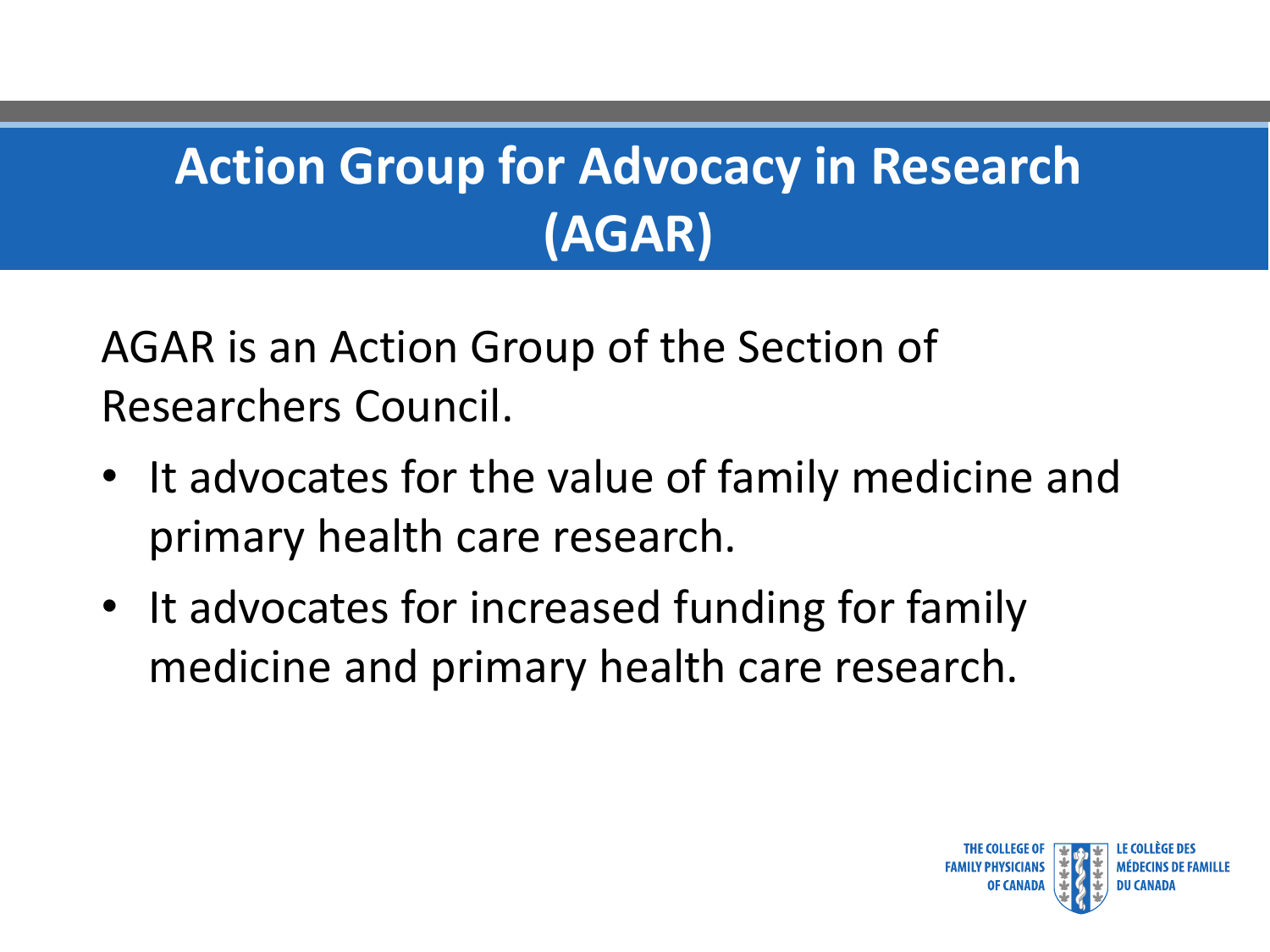# Action Group for Advocacy in Research (AGAR)

AGAR is an Action Group of the Section of Researchers Council.

- It advocates for the value of family medicine and primary health care research.
- It advocates for increased funding for family medicine and primary health care research.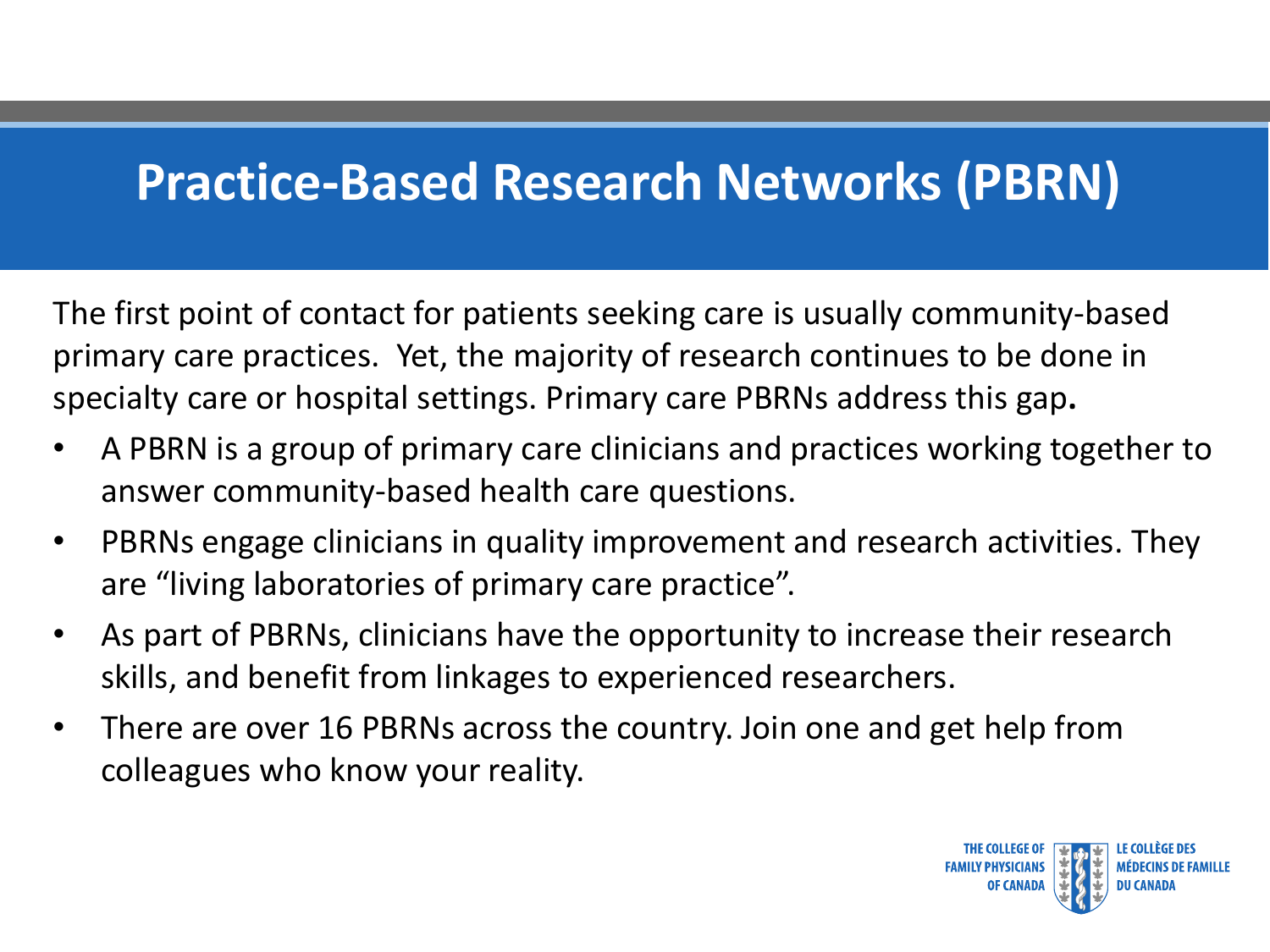# Practice-Based Research Networks (PBRN)

The first point of contact for patients seeking care is usually community-based primary care practices. Yet, the majority of research continues to be done in specialty care or hospital settings. Primary care PBRNs address this gap**.**

- A PBRN is a group of primary care clinicians and practices working together to answer community-based health care questions.
- PBRNs engage clinicians in quality improvement and research activities. They are "living laboratories of primary care practice".
- As part of PBRNs, clinicians have the opportunity to increase their research skills, and benefit from linkages to experienced researchers.
- There are over 16 PBRNs across the country. Join one and get help from colleagues who know your reality.

THE COLLEGE OF FAMILY PHYSICIANS OF CANADA | LE COLLÈGE DES MÉDECINS DE FAMILLE DU CANADA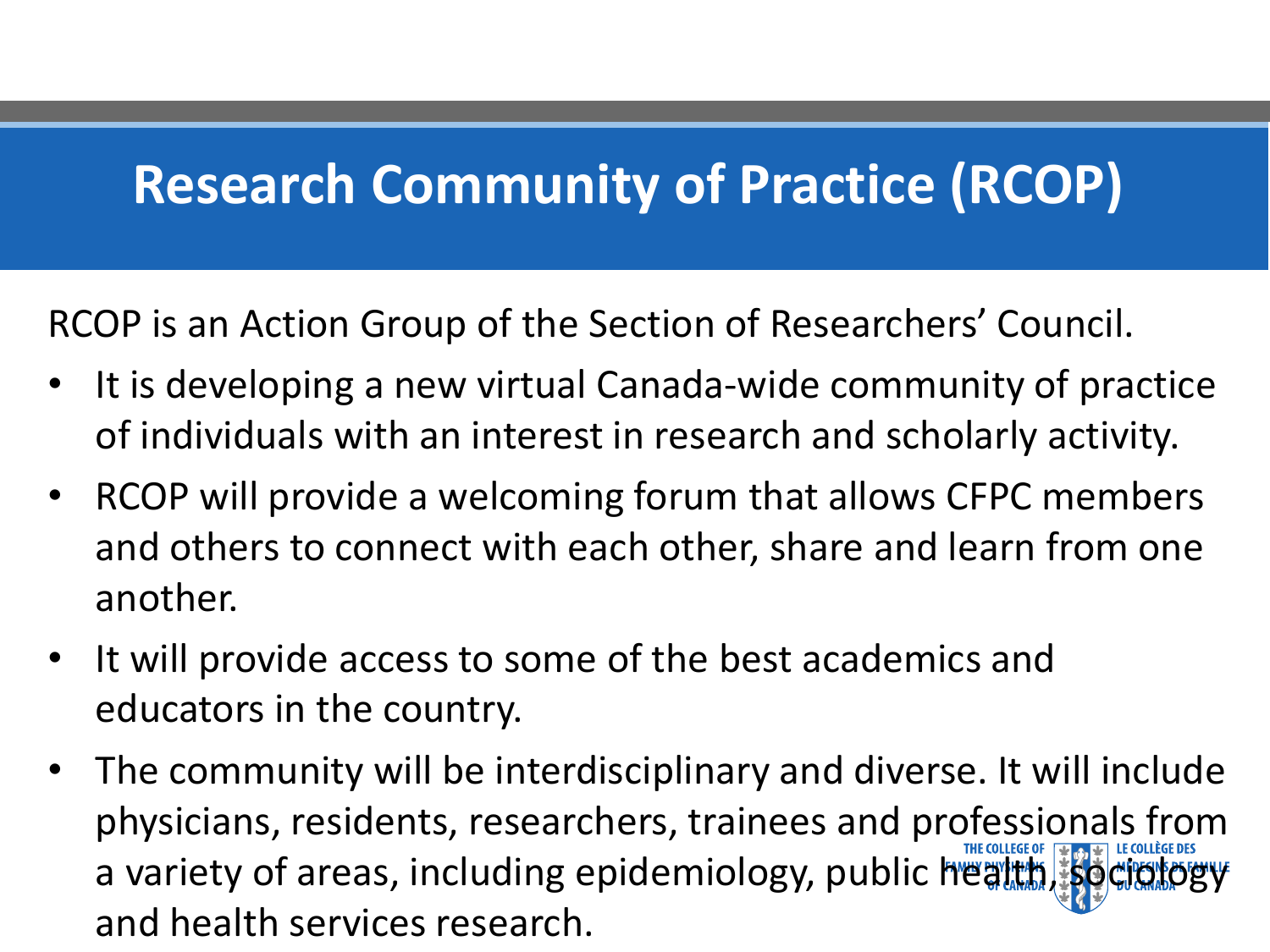# Research Community of Practice (RCOP)

RCOP is an Action Group of the Section of Researchers' Council.

- It is developing a new virtual Canada-wide community of practice of individuals with an interest in research and scholarly activity.
- RCOP will provide a welcoming forum that allows CFPC members and others to connect with each other, share and learn from one another.
- It will provide access to some of the best academics and educators in the country.
- The community will be interdisciplinary and diverse. It will include physicians, residents, researchers, trainees and professionals from a variety of areas, including epidemiology, public health, sociology and health services research.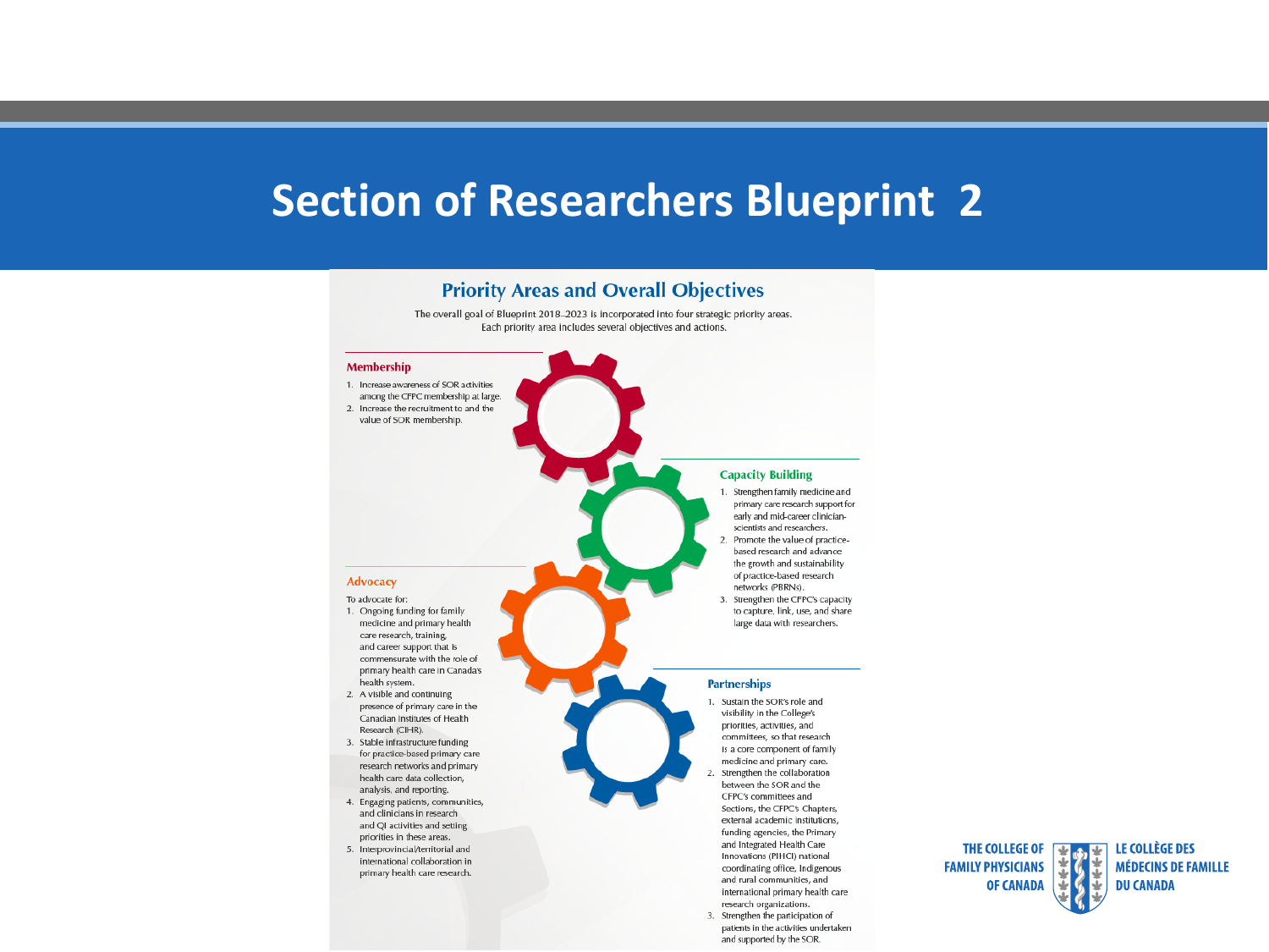# Section of Researchers Blueprint 2

## Priority Areas and Overall Objectives

The overall goal of Blueprint 2018–2023 is incorporated into four strategic priority areas. Each priority area includes several objectives and actions.

### Membership

1. Increase awareness of SOR activities among the CFPC membership at large.
2. Increase the recruitment to and the value of SOR membership.

### Capacity Building

1. Strengthen family medicine and primary care research support for early and mid-career clinician-scientists and researchers.
2. Promote the value of practice-based research and advance the growth and sustainability of practice-based research networks (PBRNs).
3. Strengthen the CFPC's capacity to capture, link, use, and share large data with researchers.

### Advocacy

To advocate for:

1. Ongoing funding for family medicine and primary health care research, training, and career support that is commensurate with the role of primary health care in Canada's health system.
2. A visible and continuing presence of primary care in the Canadian Institutes of Health Research (CIHR).
3. Stable infrastructure funding for practice-based primary care research networks and primary health care data collection, analysis, and reporting.
4. Engaging patients, communities, and clinicians in research and QI activities and setting priorities in these areas.
5. Interprovincial/territorial and international collaboration in primary health care research.

### Partnerships

1. Sustain the SOR's role and visibility in the College's priorities, activities, and committees, so that research is a core component of family medicine and primary care.
2. Strengthen the collaboration between the SOR and the CFPC's committees and Sections, the CFPC's Chapters, external academic institutions, funding agencies, the Primary and Integrated Health Care Innovations (PIHCI) national coordinating office, Indigenous and rural communities, and international primary health care research organizations.
3. Strengthen the participation of patients in the activities undertaken and supported by the SOR.

THE COLLEGE OF FAMILY PHYSICIANS OF CANADA | LE COLLÈGE DES MÉDECINS DE FAMILLE DU CANADA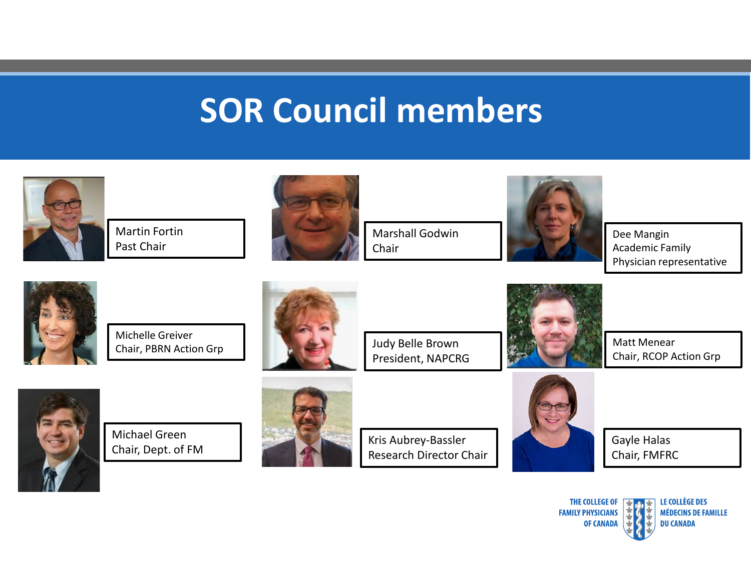# SOR Council members

Martin Fortin
Past Chair

Marshall Godwin
Chair

Dee Mangin
Academic Family Physician representative

Michelle Greiver
Chair, PBRN Action Grp

Judy Belle Brown
President, NAPCRG

Matt Menear
Chair, RCOP Action Grp

Michael Green
Chair, Dept. of FM

Kris Aubrey-Bassler
Research Director Chair

Gayle Halas
Chair, FMFRC

THE COLLEGE OF FAMILY PHYSICIANS OF CANADA
LE COLLÈGE DES MÉDECINS DE FAMILLE DU CANADA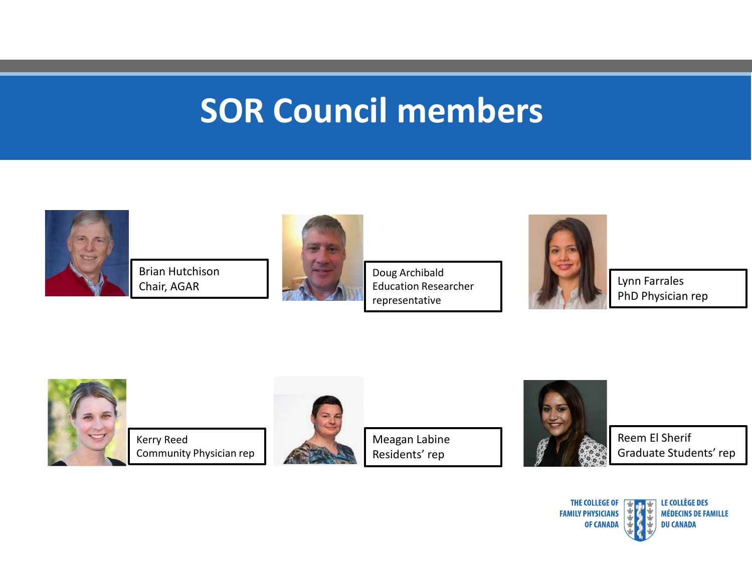# SOR Council members

Brian Hutchison
Chair, AGAR

Doug Archibald
Education Researcher representative

Lynn Farrales
PhD Physician rep

Kerry Reed
Community Physician rep

Meagan Labine
Residents' rep

Reem El Sherif
Graduate Students' rep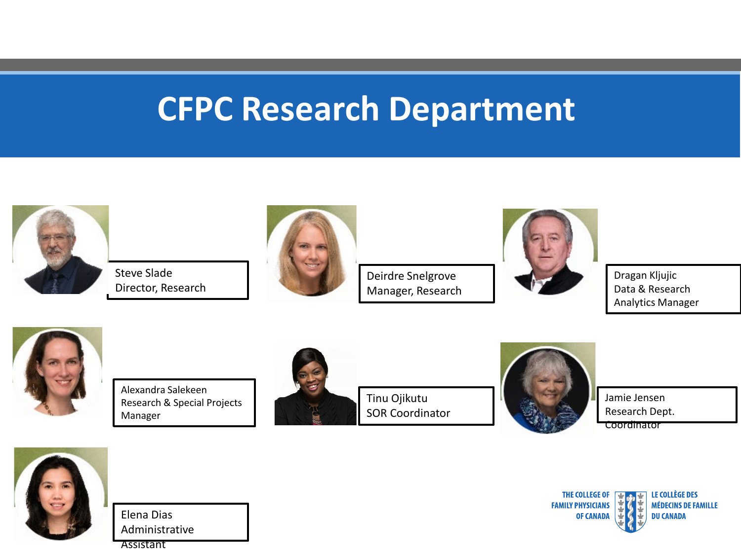# CFPC Research Department

Steve Slade
Director, Research

Deirdre Snelgrove
Manager, Research

Dragan Kljujic
Data & Research Analytics Manager

Alexandra Salekeen
Research & Special Projects Manager

Tinu Ojikutu
SOR Coordinator

Jamie Jensen
Research Dept. Coordinator

Elena Dias
Administrative Assistant

THE COLLEGE OF FAMILY PHYSICIANS OF CANADA
LE COLLÈGE DES MÉDECINS DE FAMILLE DU CANADA